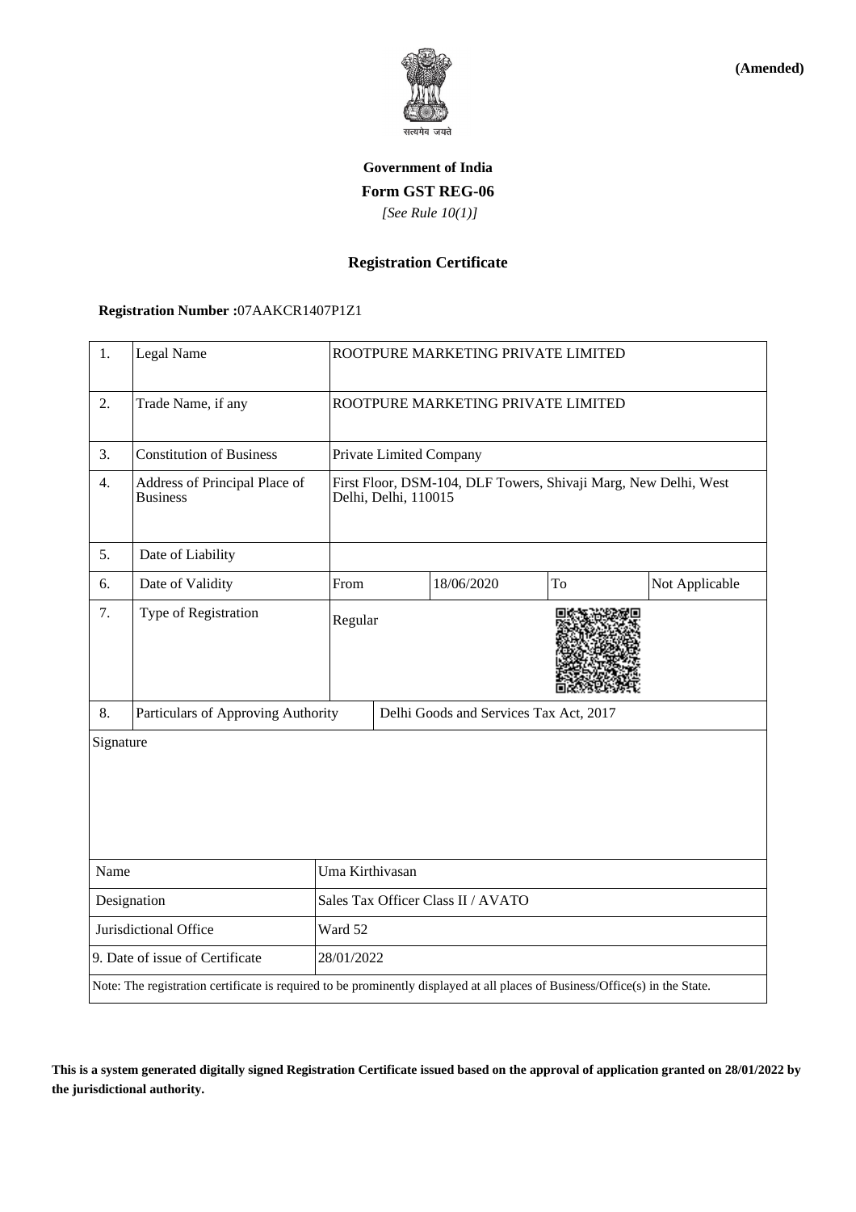**(Amended)**

सत्यमेव जयते

# Government of India

## Form GST REG-06

*[See Rule 10(1)]*

### Registration Certificate

**Registration Number :**07AAKCR1407P1Z1

| 1. | Legal Name | ROOTPURE MARKETING PRIVATE LIMITED | | | |
|---|---|---|---|---|---|
| 2. | Trade Name, if any | ROOTPURE MARKETING PRIVATE LIMITED | | | |
| 3. | Constitution of Business | Private Limited Company | | | |
| 4. | Address of Principal Place of Business | First Floor, DSM-104, DLF Towers, Shivaji Marg, New Delhi, West Delhi, Delhi, 110015 | | | |
| 5. | Date of Liability | | | | |
| 6. | Date of Validity | From | 18/06/2020 | To | Not Applicable |
| 7. | Type of Registration | Regular | | | |
| 8. | Particulars of Approving Authority | Delhi Goods and Services Tax Act, 2017 | | | |

Signature

| Name | Uma Kirthivasan |
|---|---|
| Designation | Sales Tax Officer Class II / AVATO |
| Jurisdictional Office | Ward 52 |
| 9. Date of issue of Certificate | 28/01/2022 |

Note: The registration certificate is required to be prominently displayed at all places of Business/Office(s) in the State.

**This is a system generated digitally signed Registration Certificate issued based on the approval of application granted on 28/01/2022 by the jurisdictional authority.**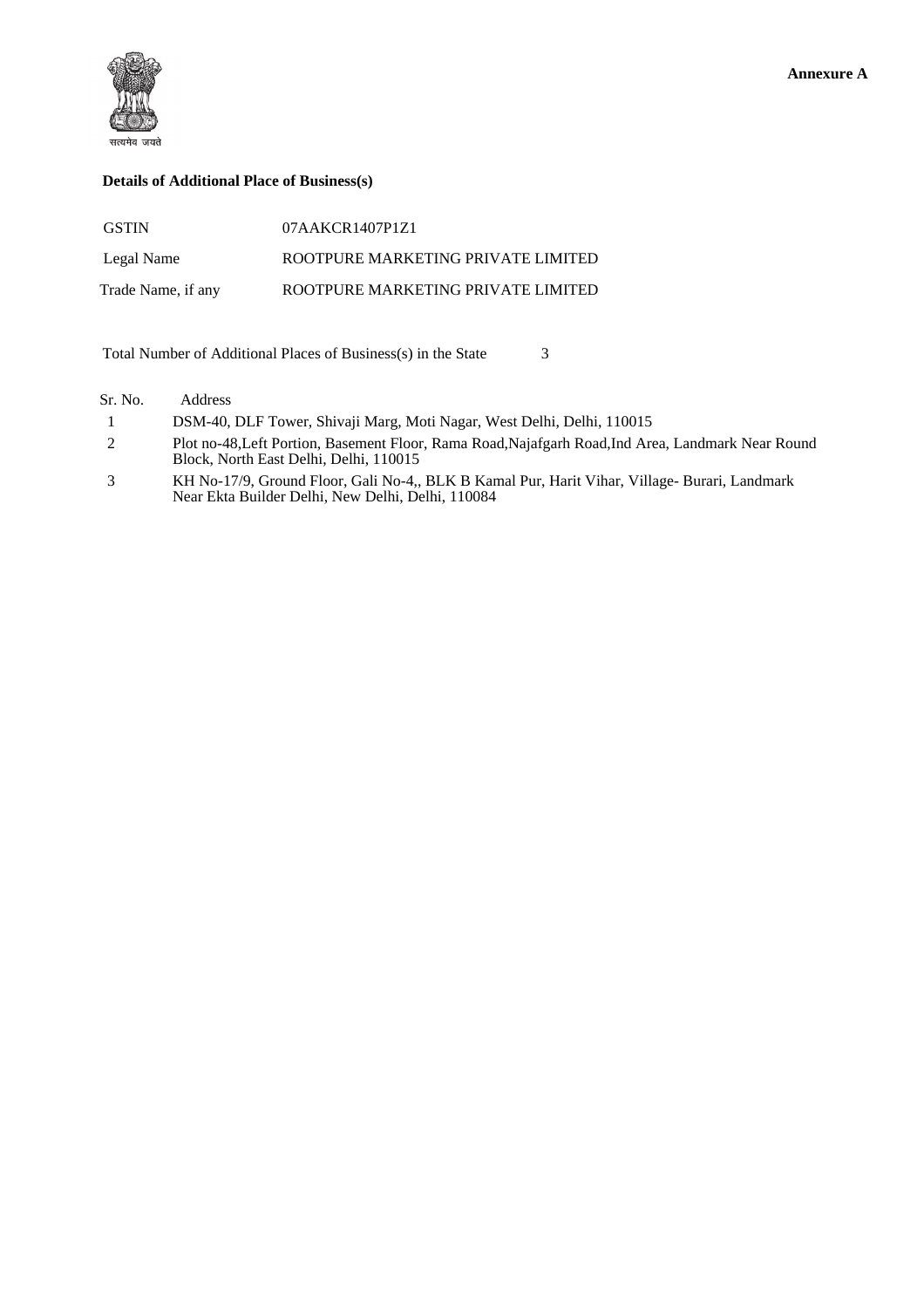**Annexure A**

सत्यमेव जयते

**Details of Additional Place of Business(s)**

| | |
|---|---|
| GSTIN | 07AAKCR1407P1Z1 |
| Legal Name | ROOTPURE MARKETING PRIVATE LIMITED |
| Trade Name, if any | ROOTPURE MARKETING PRIVATE LIMITED |

Total Number of Additional Places of Business(s) in the State 3

| Sr. No. | Address |
|---|---|
| 1 | DSM-40, DLF Tower, Shivaji Marg, Moti Nagar, West Delhi, Delhi, 110015 |
| 2 | Plot no-48,Left Portion, Basement Floor, Rama Road,Najafgarh Road,Ind Area, Landmark Near Round Block, North East Delhi, Delhi, 110015 |
| 3 | KH No-17/9, Ground Floor, Gali No-4,, BLK B Kamal Pur, Harit Vihar, Village- Burari, Landmark Near Ekta Builder Delhi, New Delhi, Delhi, 110084 |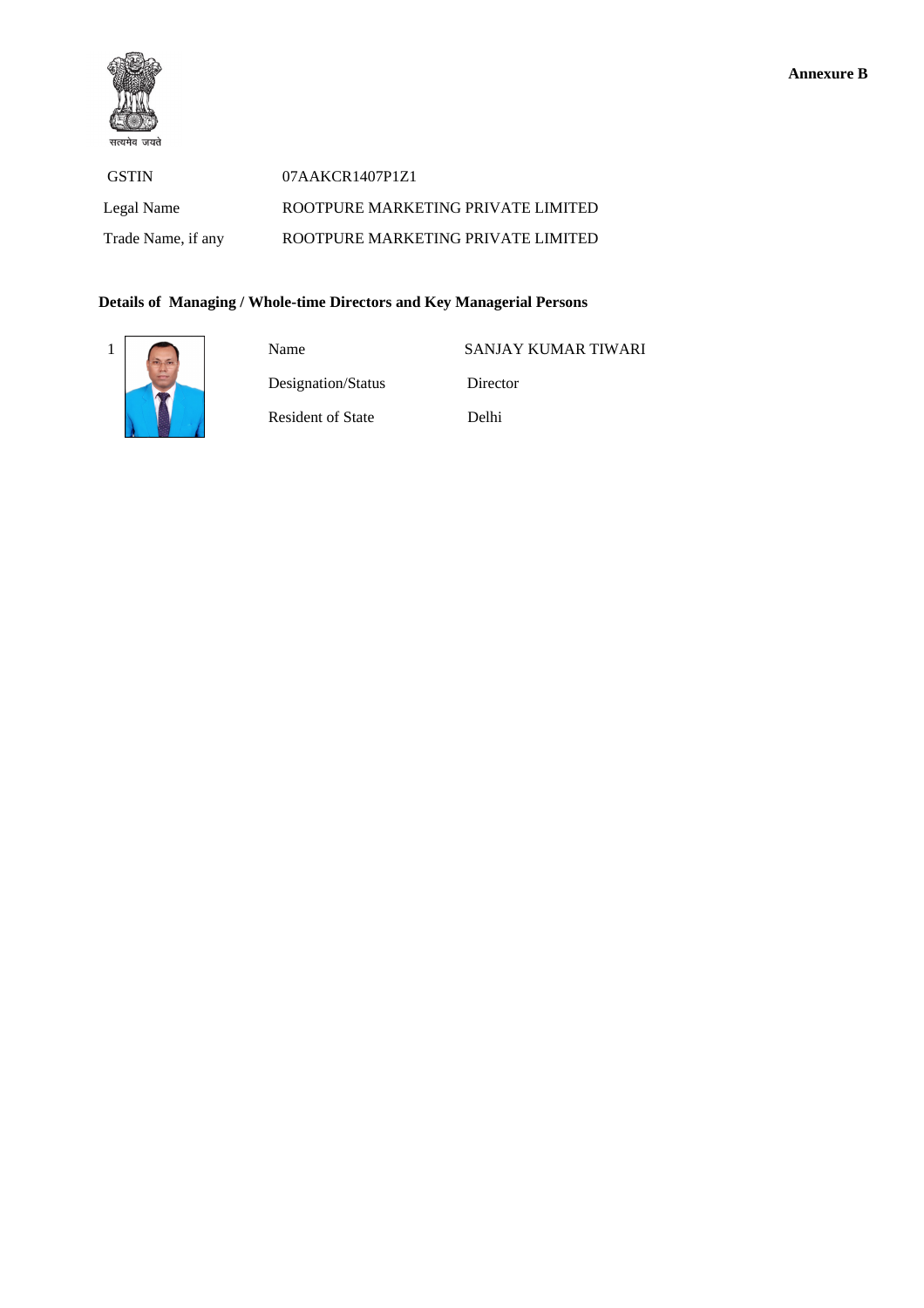**Annexure B**

| | |
|---|---|
| GSTIN | 07AAKCR1407P1Z1 |
| Legal Name | ROOTPURE MARKETING PRIVATE LIMITED |
| Trade Name, if any | ROOTPURE MARKETING PRIVATE LIMITED |

**Details of Managing / Whole-time Directors and Key Managerial Persons**

1

| | |
|---|---|
| Name | SANJAY KUMAR TIWARI |
| Designation/Status | Director |
| Resident of State | Delhi |